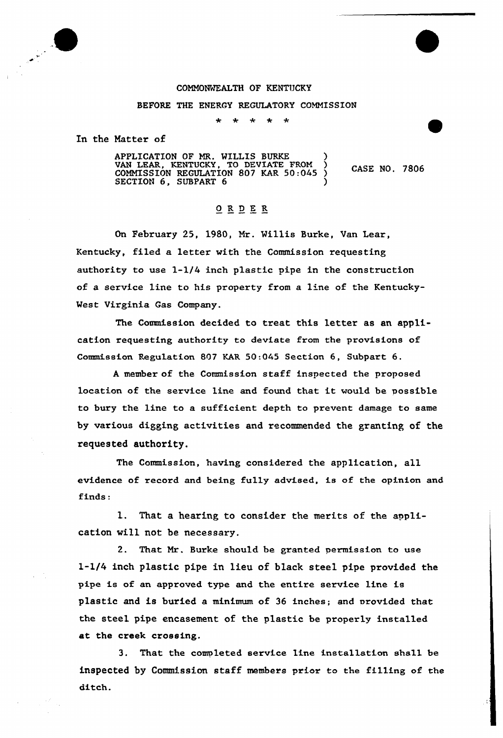COMMONWEALTH OF KENTUCKY

BEFORE THE ENERGY REGULATORY COMMISSION

\* \* \* \* \*

In the Matter of

APPLICATION OF MR. WILLIS BURKE VAN LEAR, KENTUCKY, TO DEVIATE FROM COMMISSION REGULATION 807 KAR 50:045 SECTION 6, SUBPART 6 ) CASE NO. 7806

O R D E R

On February 25, 1980, Mr. Willis Burke, Van Lear, Kentucky, filed a letter with the Commission requesting authority to use 1-1/4 inch plastic pipe in the construction of a service line to his property from a line of the Kentucky-West Virginia Gas Company.

The Commission decided to treat this letter as an application requesting authority to deviate from the provisions of Commission Regulation 807 KAR 50:045 Section 6, Subpart 6.

A member of the Commission staff inspected the proposed location of the service line and found that it would be possible to bury the line to a sufficient depth to prevent damage to same by various digging activities and recommended the granting of the requested authority.

The Commission, having considered the application, all evidence of record and being fully advised, is of the opinion and finds:

1. That a hearing to consider the merits of the application will not be necessary.

2. That Mr. Burke should be granted permission to use 1-1/4 inch plastic pipe in lieu of black steel pipe provided the pipe is of an approved type and the entire service line is plastic and is buried a minimum of 36 inches; and provided that the steel pipe encasement of the plastic be properly installed at the creek crossing.

3. That the completed service line installation shall be inspected by Commission staff members prior to the filling of the ditch.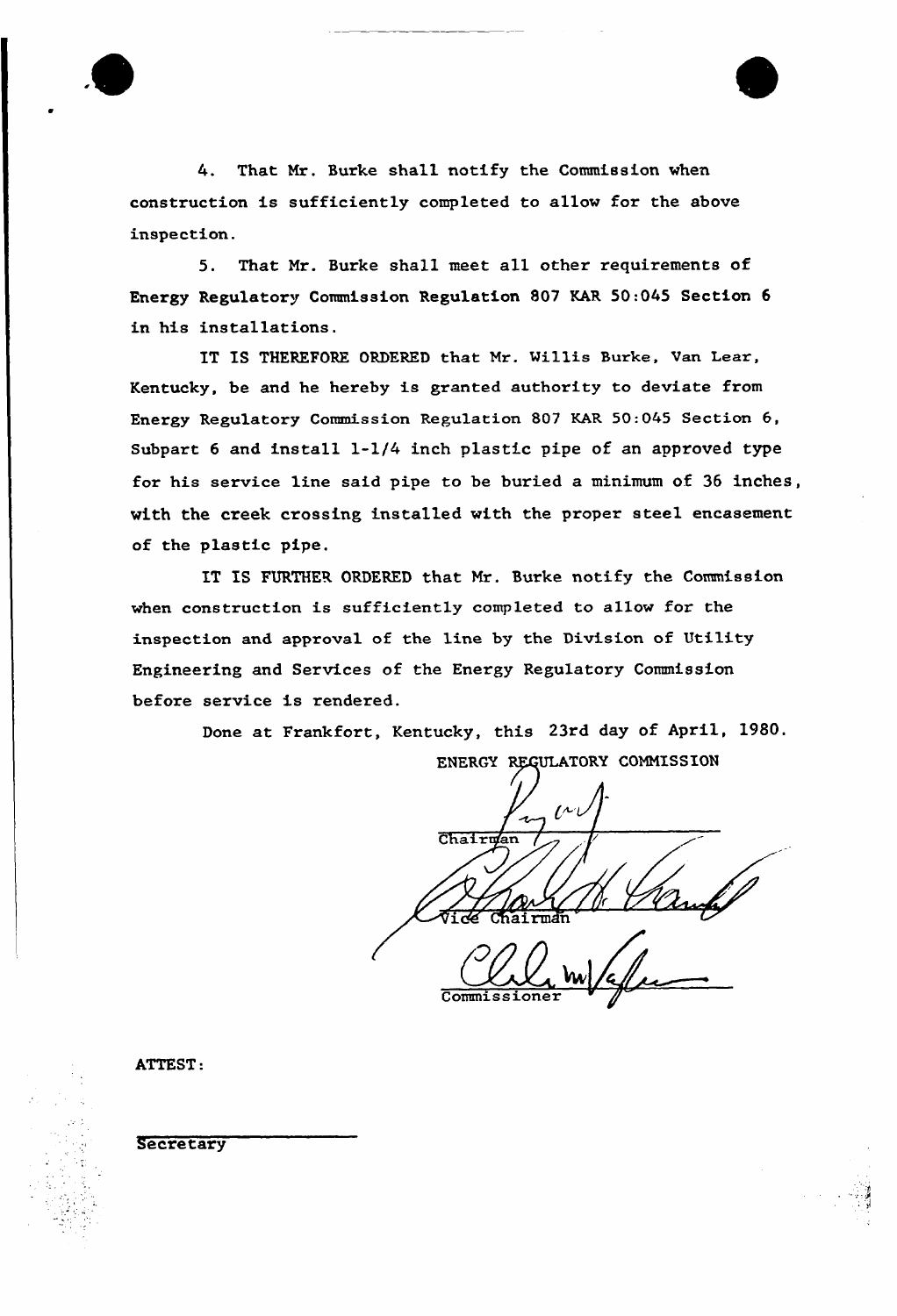4. That Mr. Burke shall notify the Commission when construction is sufficiently completed to allow for the above inspection.

5. That Mr. Burke shall meet all other requirements of Energy Regulatory Commission Regulation 807 KAR 50:045 Section 6 in his installations.

IT IS THEREFORE ORDERED that Mr. Willis Burke, Van Lear, Kentucky, be and he hereby is granted authority to deviate from Energy Regulatory Commission Regulation 807 KAR 50:045 Section 6, Subpart 6 and install 1-1/4 inch plastic pipe of an approved type for his service line said pipe to be buried a minimum of 36 inches, with the creek crossing installed with the proper steel encasement of the plastic pipe.

IT IS FURTHER ORDERED that Mr. Burke notify the Commission when construction is sufficiently completed to allow for the inspection and approval of the line by the Division of Utility Engineering and Services of the Energy Regulatory Commission before service is rendered.

Done at Frankfort, Kentucky, this 23rd day of April, 1980.

ENERGY REGULATORY COMMISSION

Chairman

Vice Chairman

Commissioner

ATTEST:

Secretary